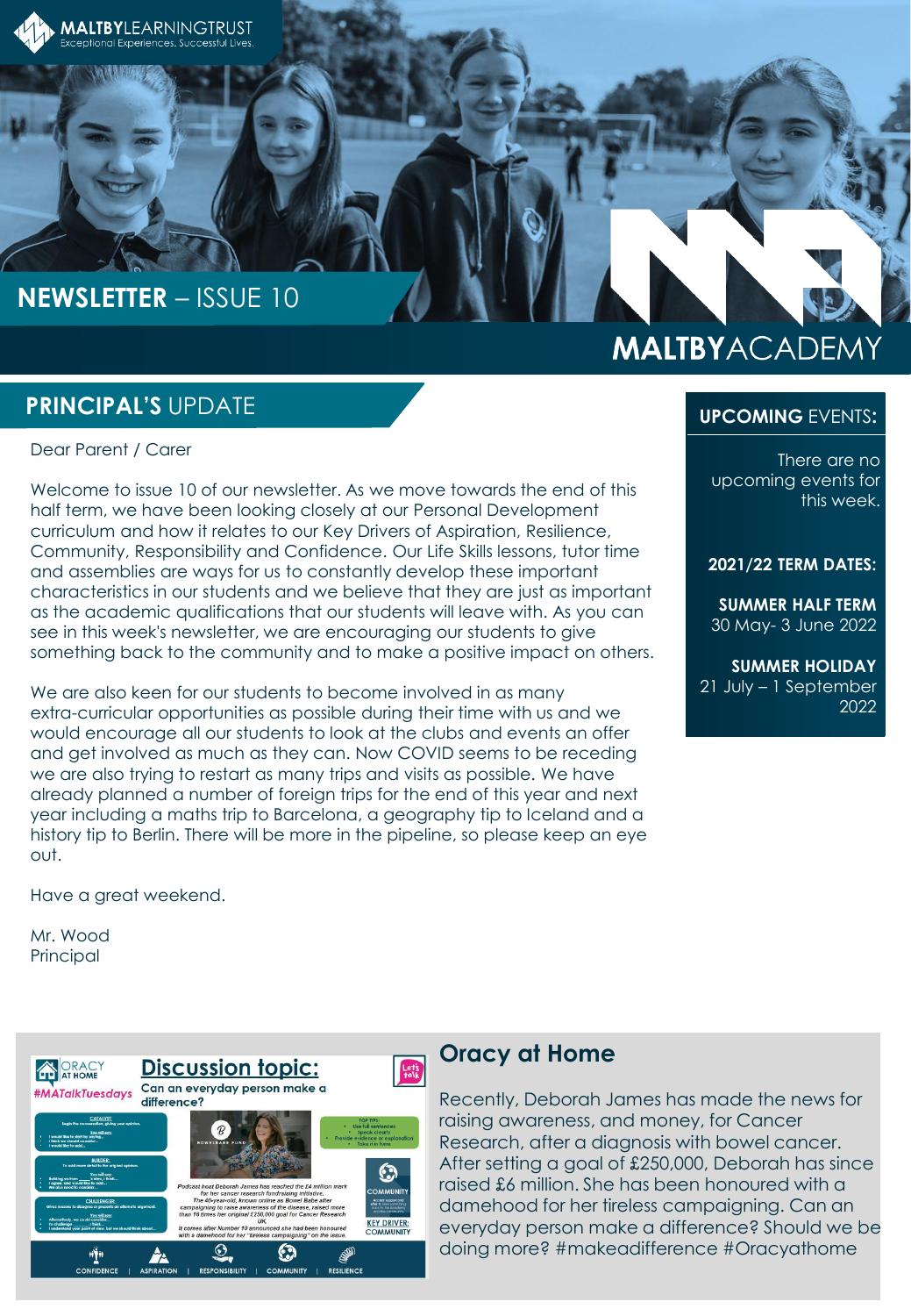MALTBYLEARNINGTRUST
Exceptional Experiences. Successful Lives.

# NEWSLETTER – ISSUE 10

MALTBYACADEMY

## PRINCIPAL'S UPDATE

Dear Parent / Carer

Welcome to issue 10 of our newsletter. As we move towards the end of this half term, we have been looking closely at our Personal Development curriculum and how it relates to our Key Drivers of Aspiration, Resilience, Community, Responsibility and Confidence. Our Life Skills lessons, tutor time and assemblies are ways for us to constantly develop these important characteristics in our students and we believe that they are just as important as the academic qualifications that our students will leave with. As you can see in this week's newsletter, we are encouraging our students to give something back to the community and to make a positive impact on others.

We are also keen for our students to become involved in as many extra-curricular opportunities as possible during their time with us and we would encourage all our students to look at the clubs and events an offer and get involved as much as they can. Now COVID seems to be receding we are also trying to restart as many trips and visits as possible. We have already planned a number of foreign trips for the end of this year and next year including a maths trip to Barcelona, a geography tip to Iceland and a history tip to Berlin. There will be more in the pipeline, so please keep an eye out.

Have a great weekend.

Mr. Wood
Principal

## UPCOMING EVENTS:

There are no upcoming events for this week.

**2021/22 TERM DATES:**

**SUMMER HALF TERM**
30 May- 3 June 2022

**SUMMER HOLIDAY**
21 July – 1 September 2022

## Oracy at Home

ORACY AT HOME
#MATalkTuesdays

**Discussion topic:** Can an everyday person make a difference?

Podcast host Deborah James has reached the £4 million mark for her cancer research fundraising initiative. The 40-year-old, known online as Bowel Babe after campaigning to raise awareness of the disease, raised more than 16 times her original £250,000 goal for Cancer Research UK. It comes after Number 10 announced she had been honoured with a damehood for her "tireless campaigning" on the issue.

KEY DRIVER: COMMUNITY

CONFIDENCE | ASPIRATION | RESPONSIBILITY | COMMUNITY | RESILIENCE

Recently, Deborah James has made the news for raising awareness, and money, for Cancer Research, after a diagnosis with bowel cancer. After setting a goal of £250,000, Deborah has since raised £6 million. She has been honoured with a damehood for her tireless campaigning. Can an everyday person make a difference? Should we be doing more? #makeadifference #Oracyathome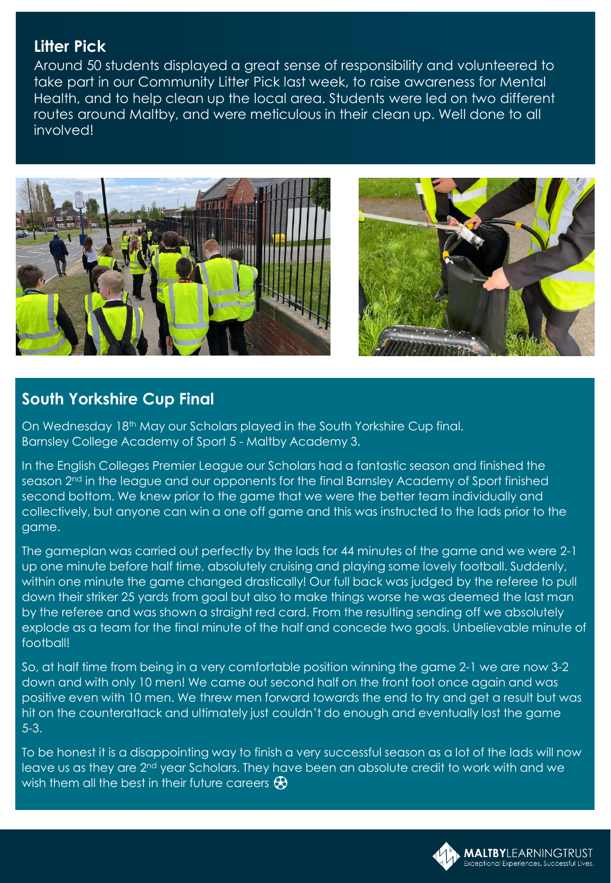## Litter Pick

Around 50 students displayed a great sense of responsibility and volunteered to take part in our Community Litter Pick last week, to raise awareness for Mental Health, and to help clean up the local area. Students were led on two different routes around Maltby, and were meticulous in their clean up. Well done to all involved!

## South Yorkshire Cup Final

On Wednesday 18th May our Scholars played in the South Yorkshire Cup final.
Barnsley College Academy of Sport 5 - Maltby Academy 3.

In the English Colleges Premier League our Scholars had a fantastic season and finished the season 2nd in the league and our opponents for the final Barnsley Academy of Sport finished second bottom. We knew prior to the game that we were the better team individually and collectively, but anyone can win a one off game and this was instructed to the lads prior to the game.

The gameplan was carried out perfectly by the lads for 44 minutes of the game and we were 2-1 up one minute before half time, absolutely cruising and playing some lovely football. Suddenly, within one minute the game changed drastically! Our full back was judged by the referee to pull down their striker 25 yards from goal but also to make things worse he was deemed the last man by the referee and was shown a straight red card. From the resulting sending off we absolutely explode as a team for the final minute of the half and concede two goals. Unbelievable minute of football!

So, at half time from being in a very comfortable position winning the game 2-1 we are now 3-2 down and with only 10 men! We came out second half on the front foot once again and was positive even with 10 men. We threw men forward towards the end to try and get a result but was hit on the counterattack and ultimately just couldn't do enough and eventually lost the game 5-3.

To be honest it is a disappointing way to finish a very successful season as a lot of the lads will now leave us as they are 2nd year Scholars. They have been an absolute credit to work with and we wish them all the best in their future careers ⚽

**MALTBY**LEARNINGTRUST
Exceptional Experiences. Successful Lives.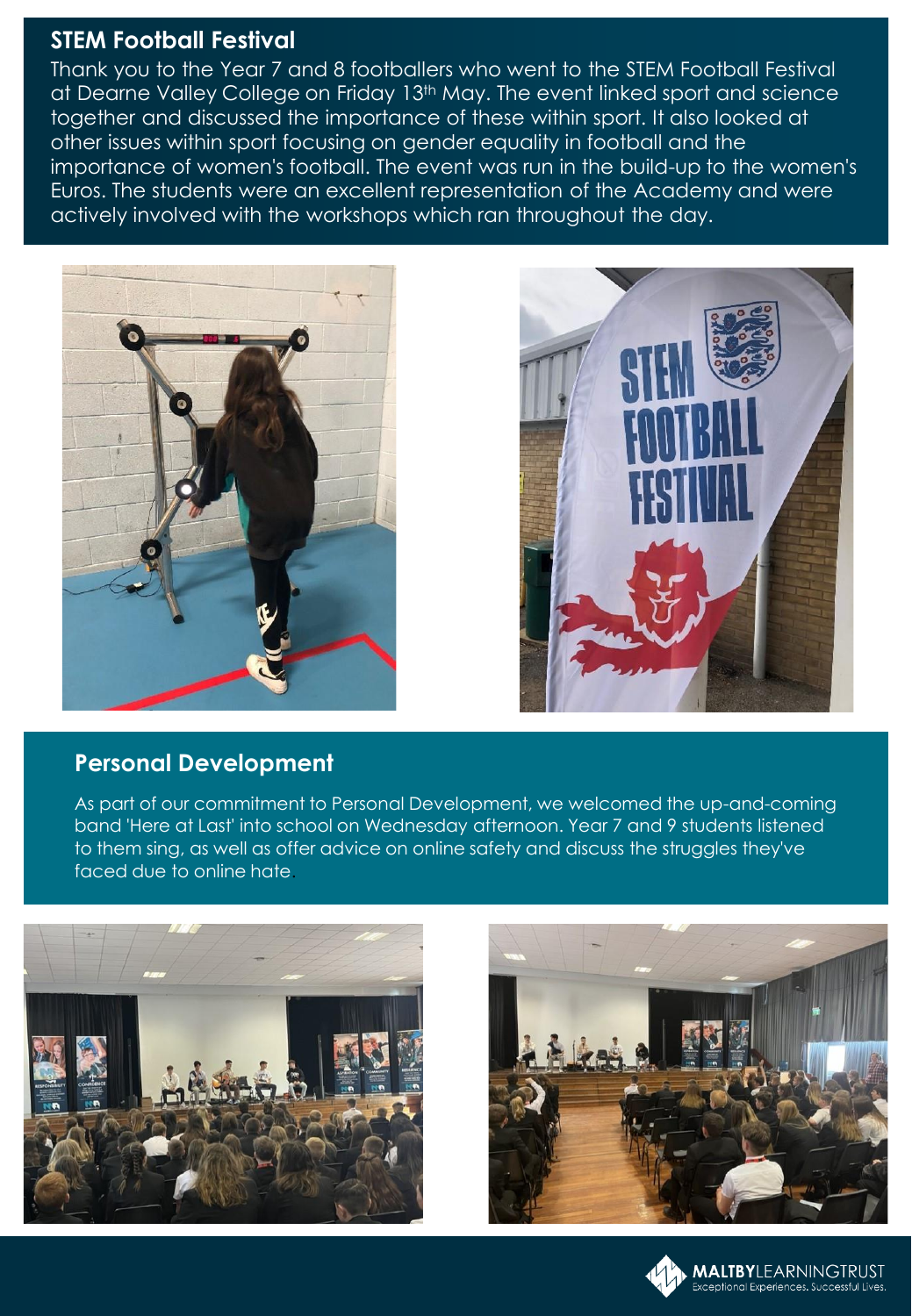## STEM Football Festival

Thank you to the Year 7 and 8 footballers who went to the STEM Football Festival at Dearne Valley College on Friday 13th May. The event linked sport and science together and discussed the importance of these within sport. It also looked at other issues within sport focusing on gender equality in football and the importance of women's football. The event was run in the build-up to the women's Euros. The students were an excellent representation of the Academy and were actively involved with the workshops which ran throughout the day.

## Personal Development

As part of our commitment to Personal Development, we welcomed the up-and-coming band 'Here at Last' into school on Wednesday afternoon. Year 7 and 9 students listened to them sing, as well as offer advice on online safety and discuss the struggles they've faced due to online hate.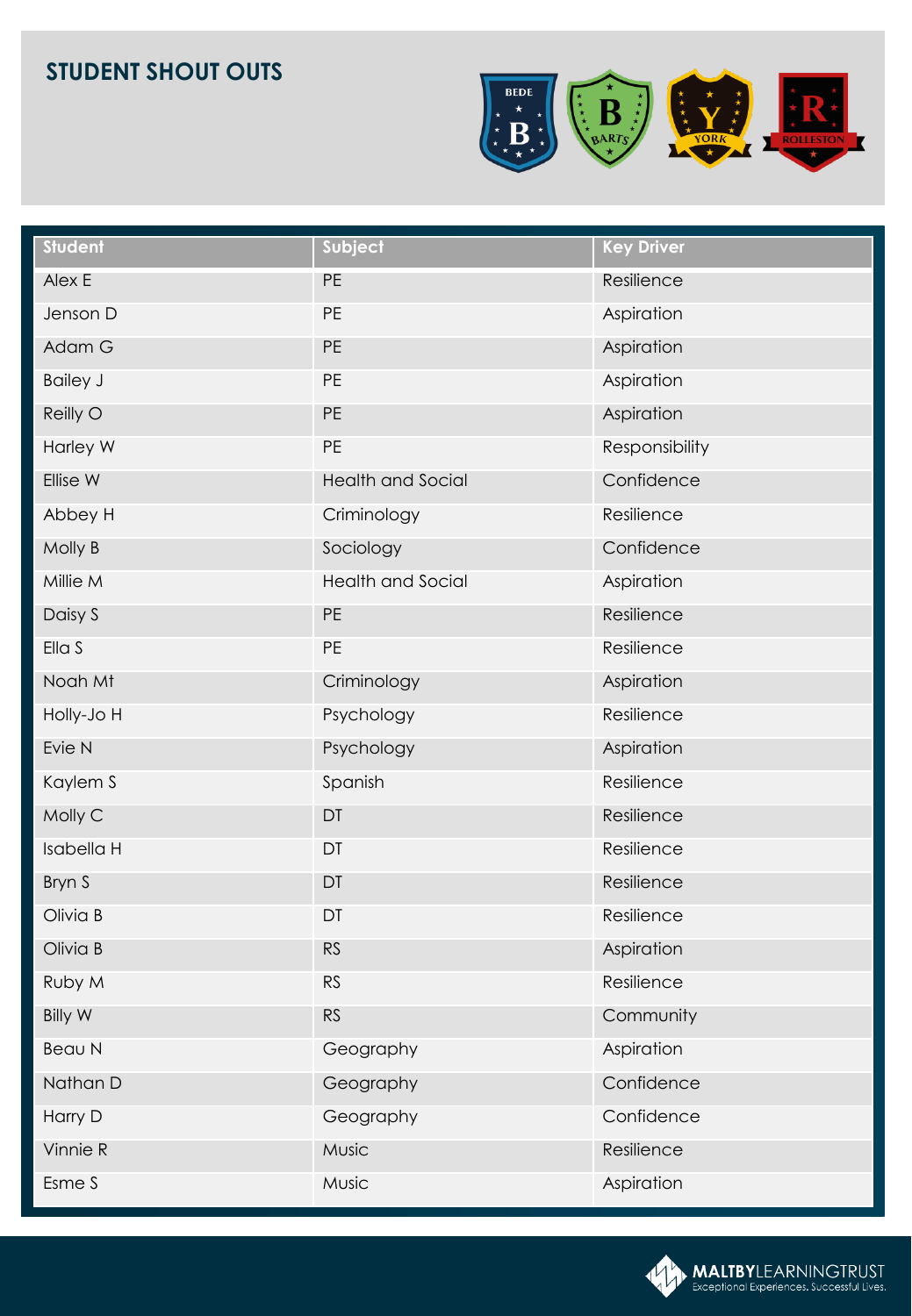## STUDENT SHOUT OUTS

| Student | Subject | Key Driver |
|---|---|---|
| Alex E | PE | Resilience |
| Jenson D | PE | Aspiration |
| Adam G | PE | Aspiration |
| Bailey J | PE | Aspiration |
| Reilly O | PE | Aspiration |
| Harley W | PE | Responsibility |
| Ellise W | Health and Social | Confidence |
| Abbey H | Criminology | Resilience |
| Molly B | Sociology | Confidence |
| Millie M | Health and Social | Aspiration |
| Daisy S | PE | Resilience |
| Ella S | PE | Resilience |
| Noah Mt | Criminology | Aspiration |
| Holly-Jo H | Psychology | Resilience |
| Evie N | Psychology | Aspiration |
| Kaylem S | Spanish | Resilience |
| Molly C | DT | Resilience |
| Isabella H | DT | Resilience |
| Bryn S | DT | Resilience |
| Olivia B | DT | Resilience |
| Olivia B | RS | Aspiration |
| Ruby M | RS | Resilience |
| Billy W | RS | Community |
| Beau N | Geography | Aspiration |
| Nathan D | Geography | Confidence |
| Harry D | Geography | Confidence |
| Vinnie R | Music | Resilience |
| Esme S | Music | Aspiration |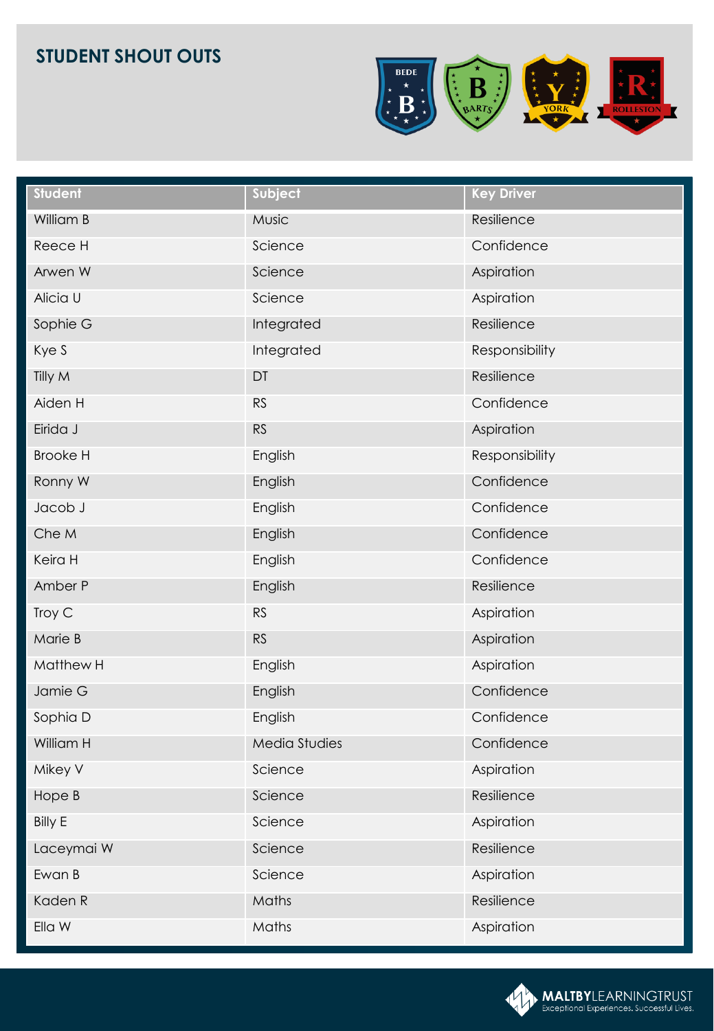## STUDENT SHOUT OUTS

| Student | Subject | Key Driver |
|---|---|---|
| William B | Music | Resilience |
| Reece H | Science | Confidence |
| Arwen W | Science | Aspiration |
| Alicia U | Science | Aspiration |
| Sophie G | Integrated | Resilience |
| Kye S | Integrated | Responsibility |
| Tilly M | DT | Resilience |
| Aiden H | RS | Confidence |
| Eirida J | RS | Aspiration |
| Brooke H | English | Responsibility |
| Ronny W | English | Confidence |
| Jacob J | English | Confidence |
| Che M | English | Confidence |
| Keira H | English | Confidence |
| Amber P | English | Resilience |
| Troy C | RS | Aspiration |
| Marie B | RS | Aspiration |
| Matthew H | English | Aspiration |
| Jamie G | English | Confidence |
| Sophia D | English | Confidence |
| William H | Media Studies | Confidence |
| Mikey V | Science | Aspiration |
| Hope B | Science | Resilience |
| Billy E | Science | Aspiration |
| Laceymai W | Science | Resilience |
| Ewan B | Science | Aspiration |
| Kaden R | Maths | Resilience |
| Ella W | Maths | Aspiration |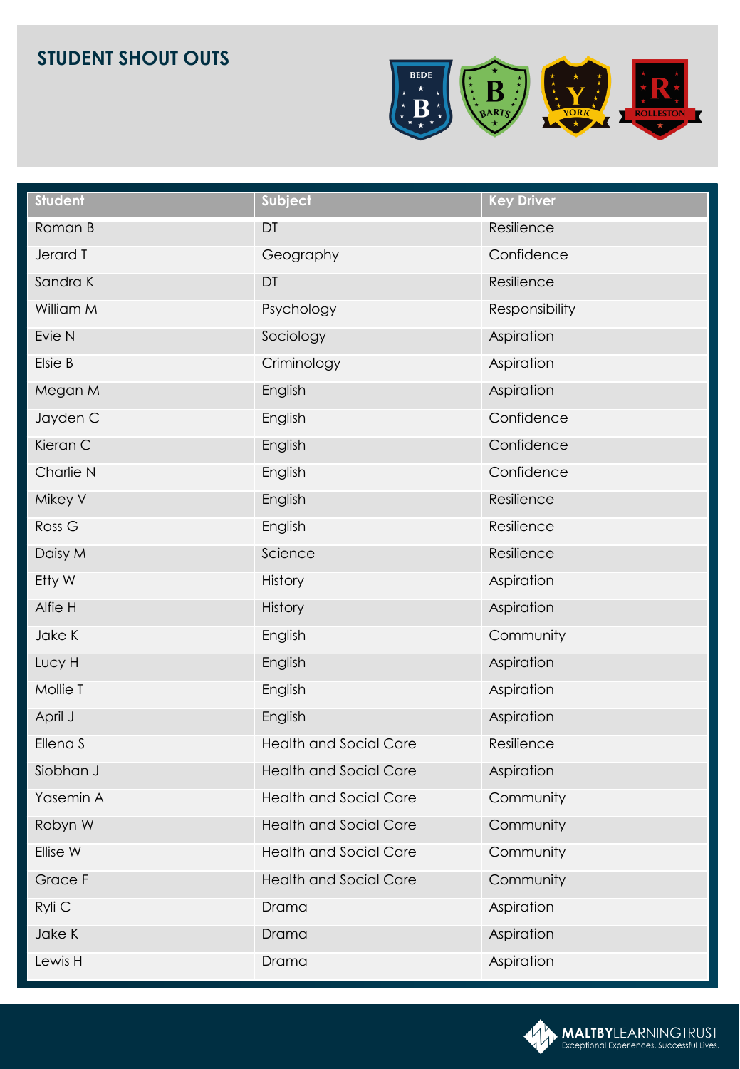## STUDENT SHOUT OUTS

| Student | Subject | Key Driver |
|---|---|---|
| Roman B | DT | Resilience |
| Jerard T | Geography | Confidence |
| Sandra K | DT | Resilience |
| William M | Psychology | Responsibility |
| Evie N | Sociology | Aspiration |
| Elsie B | Criminology | Aspiration |
| Megan M | English | Aspiration |
| Jayden C | English | Confidence |
| Kieran C | English | Confidence |
| Charlie N | English | Confidence |
| Mikey V | English | Resilience |
| Ross G | English | Resilience |
| Daisy M | Science | Resilience |
| Etty W | History | Aspiration |
| Alfie H | History | Aspiration |
| Jake K | English | Community |
| Lucy H | English | Aspiration |
| Mollie T | English | Aspiration |
| April J | English | Aspiration |
| Ellena S | Health and Social Care | Resilience |
| Siobhan J | Health and Social Care | Aspiration |
| Yasemin A | Health and Social Care | Community |
| Robyn W | Health and Social Care | Community |
| Ellise W | Health and Social Care | Community |
| Grace F | Health and Social Care | Community |
| Ryli C | Drama | Aspiration |
| Jake K | Drama | Aspiration |
| Lewis H | Drama | Aspiration |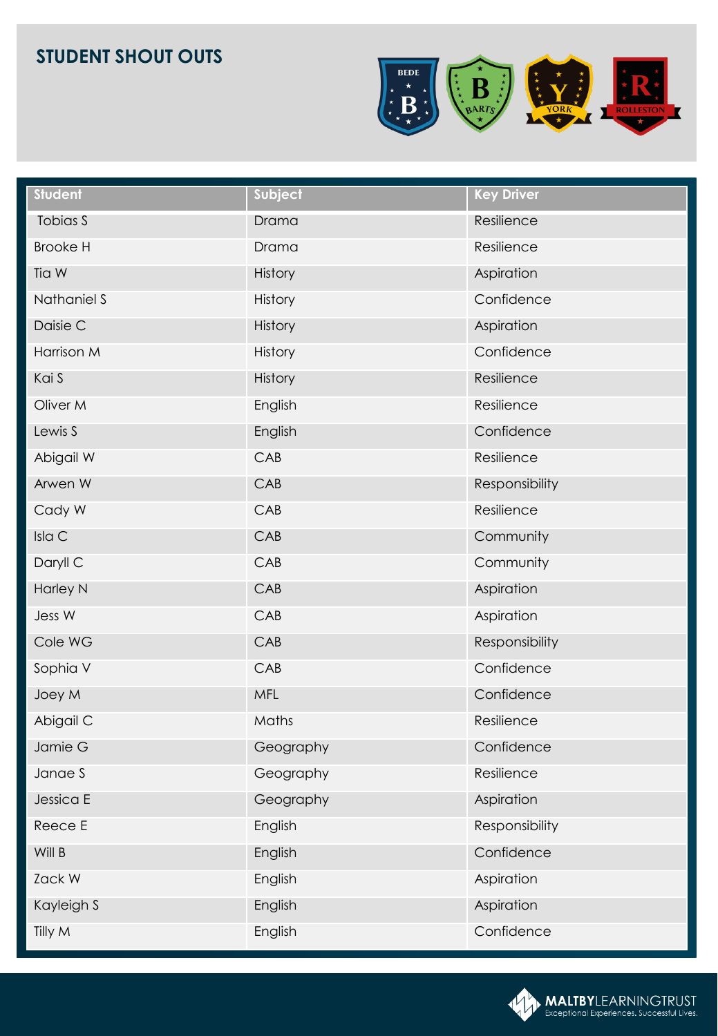## STUDENT SHOUT OUTS

| Student | Subject | Key Driver |
|---|---|---|
| Tobias S | Drama | Resilience |
| Brooke H | Drama | Resilience |
| Tia W | History | Aspiration |
| Nathaniel S | History | Confidence |
| Daisie C | History | Aspiration |
| Harrison M | History | Confidence |
| Kai S | History | Resilience |
| Oliver M | English | Resilience |
| Lewis S | English | Confidence |
| Abigail W | CAB | Resilience |
| Arwen W | CAB | Responsibility |
| Cady W | CAB | Resilience |
| Isla C | CAB | Community |
| Daryll C | CAB | Community |
| Harley N | CAB | Aspiration |
| Jess W | CAB | Aspiration |
| Cole WG | CAB | Responsibility |
| Sophia V | CAB | Confidence |
| Joey M | MFL | Confidence |
| Abigail C | Maths | Resilience |
| Jamie G | Geography | Confidence |
| Janae S | Geography | Resilience |
| Jessica E | Geography | Aspiration |
| Reece E | English | Responsibility |
| Will B | English | Confidence |
| Zack W | English | Aspiration |
| Kayleigh S | English | Aspiration |
| Tilly M | English | Confidence |

MALTBYLEARNINGTRUST
Exceptional Experiences. Successful Lives.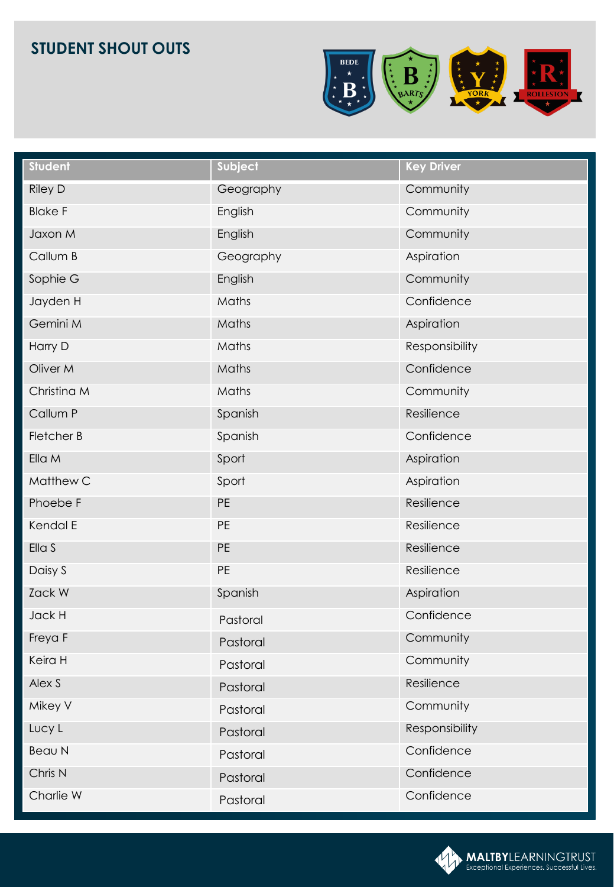## STUDENT SHOUT OUTS

| Student | Subject | Key Driver |
|---|---|---|
| Riley D | Geography | Community |
| Blake F | English | Community |
| Jaxon M | English | Community |
| Callum B | Geography | Aspiration |
| Sophie G | English | Community |
| Jayden H | Maths | Confidence |
| Gemini M | Maths | Aspiration |
| Harry D | Maths | Responsibility |
| Oliver M | Maths | Confidence |
| Christina M | Maths | Community |
| Callum P | Spanish | Resilience |
| Fletcher B | Spanish | Confidence |
| Ella M | Sport | Aspiration |
| Matthew C | Sport | Aspiration |
| Phoebe F | PE | Resilience |
| Kendal E | PE | Resilience |
| Ella S | PE | Resilience |
| Daisy S | PE | Resilience |
| Zack W | Spanish | Aspiration |
| Jack H | Pastoral | Confidence |
| Freya F | Pastoral | Community |
| Keira H | Pastoral | Community |
| Alex S | Pastoral | Resilience |
| Mikey V | Pastoral | Community |
| Lucy L | Pastoral | Responsibility |
| Beau N | Pastoral | Confidence |
| Chris N | Pastoral | Confidence |
| Charlie W | Pastoral | Confidence |

MALTBYLEARNINGTRUST
Exceptional Experiences. Successful Lives.